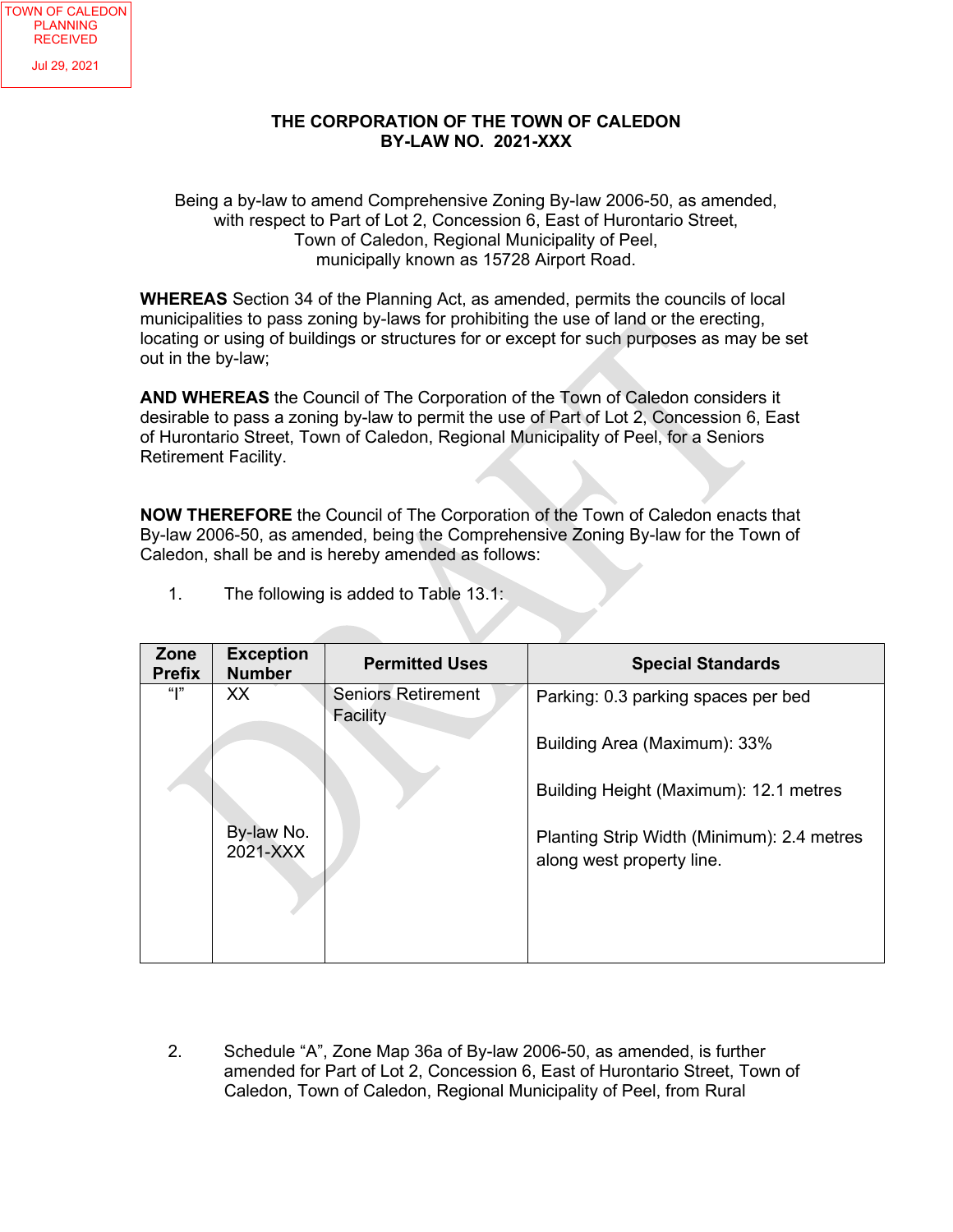TOWN OF CALEDON PLANNING RECEIVED

Jul 29, 2021

# THE CORPORATION OF THE TOWN OF CALEDON
## BY-LAW NO. 2021-XXX

Being a by-law to amend Comprehensive Zoning By-law 2006-50, as amended, with respect to Part of Lot 2, Concession 6, East of Hurontario Street, Town of Caledon, Regional Municipality of Peel, municipally known as 15728 Airport Road.

**WHEREAS** Section 34 of the Planning Act, as amended, permits the councils of local municipalities to pass zoning by-laws for prohibiting the use of land or the erecting, locating or using of buildings or structures for or except for such purposes as may be set out in the by-law;

**AND WHEREAS** the Council of The Corporation of the Town of Caledon considers it desirable to pass a zoning by-law to permit the use of Part of Lot 2, Concession 6, East of Hurontario Street, Town of Caledon, Regional Municipality of Peel, for a Seniors Retirement Facility.

**NOW THEREFORE** the Council of The Corporation of the Town of Caledon enacts that By-law 2006-50, as amended, being the Comprehensive Zoning By-law for the Town of Caledon, shall be and is hereby amended as follows:

1. The following is added to Table 13.1:

| Zone Prefix | Exception Number | Permitted Uses | Special Standards |
|---|---|---|---|
| "I" | XX<br><br>By-law No. 2021-XXX | Seniors Retirement Facility | Parking: 0.3 parking spaces per bed<br><br>Building Area (Maximum): 33%<br><br>Building Height (Maximum): 12.1 metres<br><br>Planting Strip Width (Minimum): 2.4 metres along west property line. |

2. Schedule "A", Zone Map 36a of By-law 2006-50, as amended, is further amended for Part of Lot 2, Concession 6, East of Hurontario Street, Town of Caledon, Town of Caledon, Regional Municipality of Peel, from Rural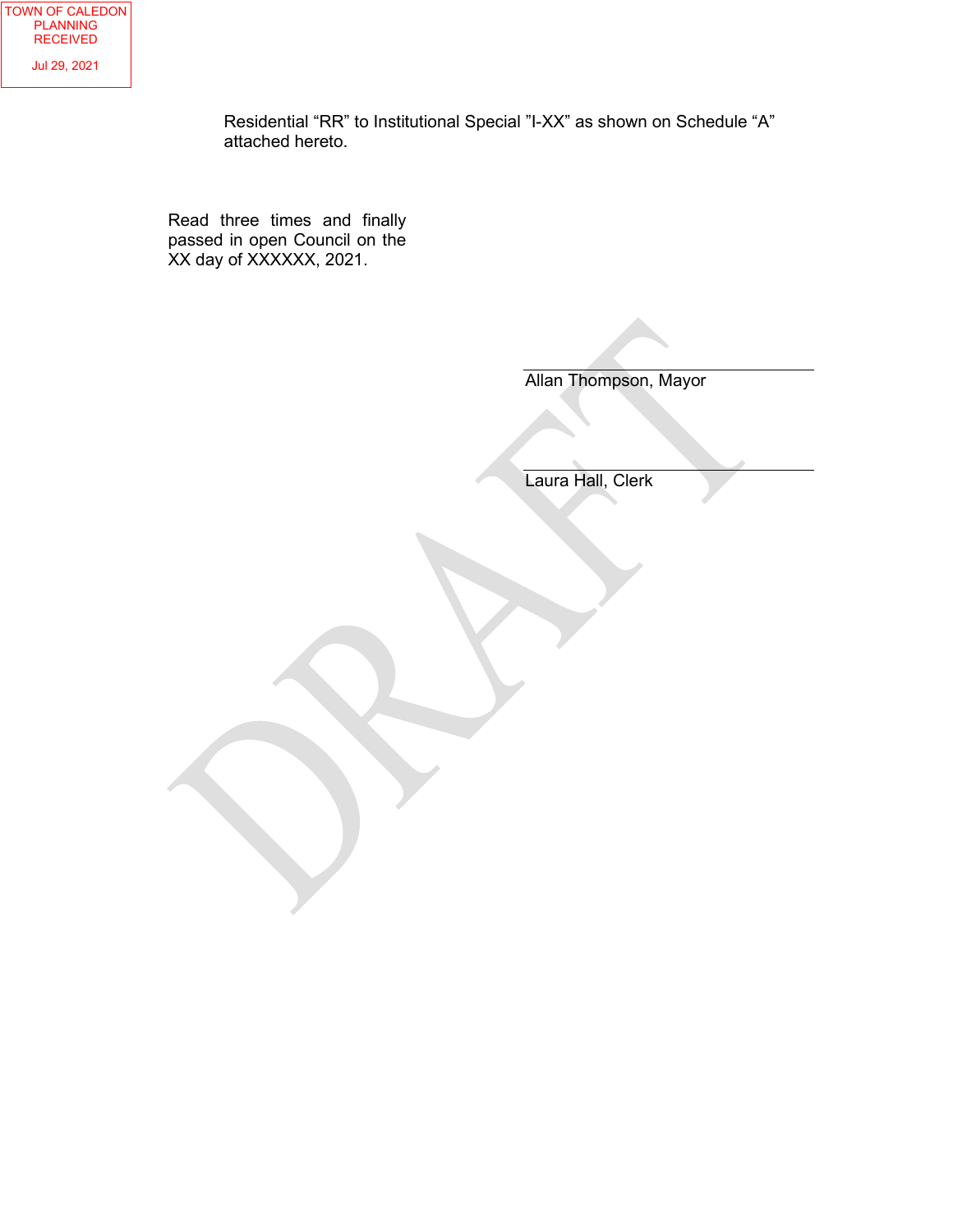TOWN OF CALEDON
PLANNING
RECEIVED

Jul 29, 2021

Residential “RR” to Institutional Special ”I-XX” as shown on Schedule “A” attached hereto.

Read three times and finally passed in open Council on the XX day of XXXXXX, 2021.

_______________________________

Allan Thompson, Mayor

_______________________________

Laura Hall, Clerk

DRAFT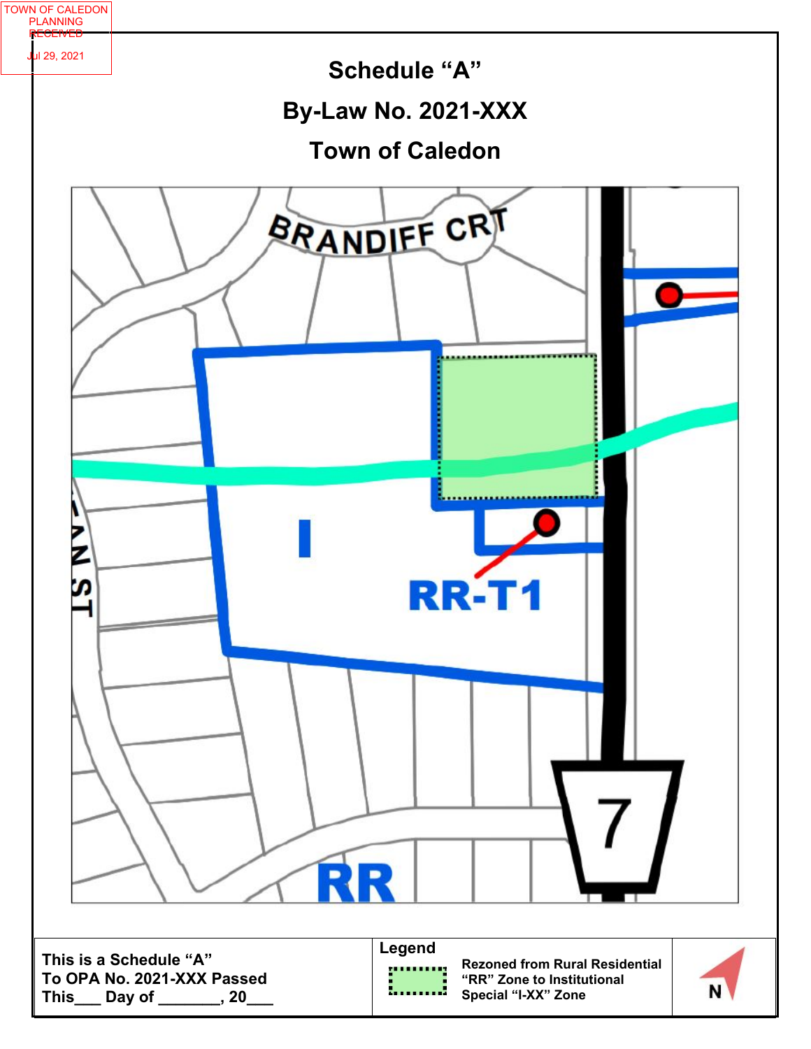TOWN OF CALEDON
PLANNING
RECEIVED
Jul 29, 2021

# Schedule "A"
# By-Law No. 2021-XXX
# Town of Caledon

BRANDIFF CRT

I

RR-T1

RR

7

This is a Schedule "A"
To OPA No. 2021-XXX Passed
This___ Day of _______, 20___

**Legend**

Rezoned from Rural Residential "RR" Zone to Institutional Special "I-XX" Zone

N